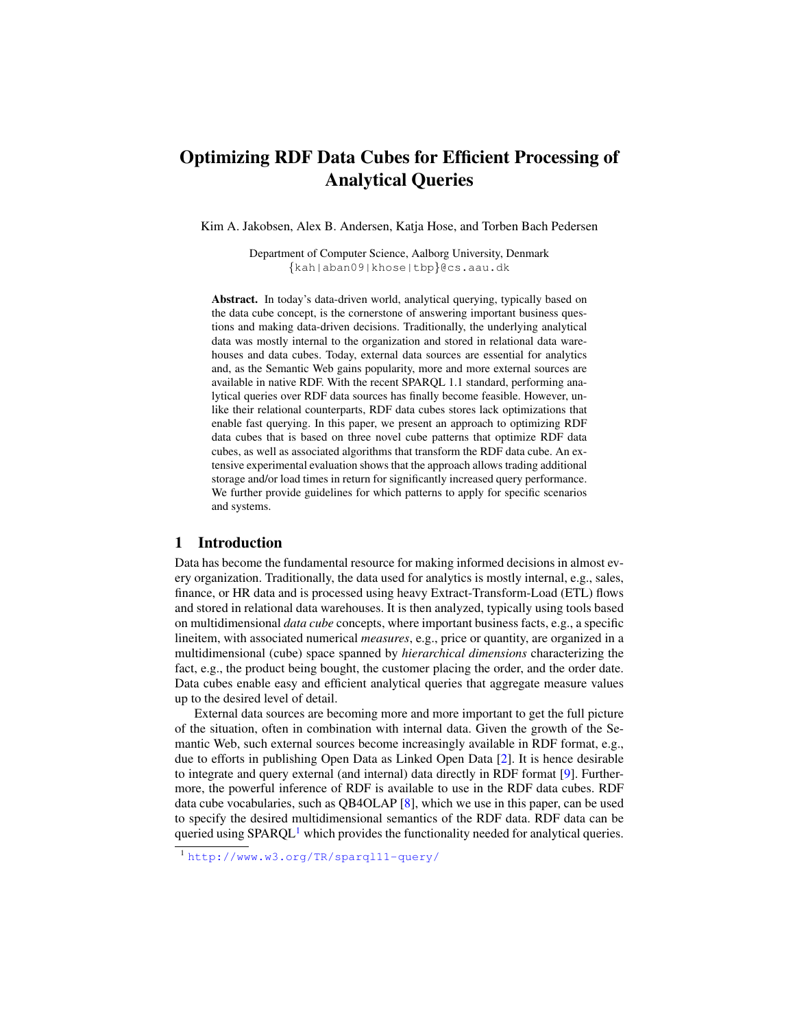# Optimizing RDF Data Cubes for Efficient Processing of Analytical Queries

Kim A. Jakobsen, Alex B. Andersen, Katja Hose, and Torben Bach Pedersen

Department of Computer Science, Aalborg University, Denmark
{kah|aban09|khose|tbp}@cs.aau.dk

**Abstract.** In today's data-driven world, analytical querying, typically based on the data cube concept, is the cornerstone of answering important business questions and making data-driven decisions. Traditionally, the underlying analytical data was mostly internal to the organization and stored in relational data warehouses and data cubes. Today, external data sources are essential for analytics and, as the Semantic Web gains popularity, more and more external sources are available in native RDF. With the recent SPARQL 1.1 standard, performing analytical queries over RDF data sources has finally become feasible. However, unlike their relational counterparts, RDF data cubes stores lack optimizations that enable fast querying. In this paper, we present an approach to optimizing RDF data cubes that is based on three novel cube patterns that optimize RDF data cubes, as well as associated algorithms that transform the RDF data cube. An extensive experimental evaluation shows that the approach allows trading additional storage and/or load times in return for significantly increased query performance. We further provide guidelines for which patterns to apply for specific scenarios and systems.

## 1 Introduction

Data has become the fundamental resource for making informed decisions in almost every organization. Traditionally, the data used for analytics is mostly internal, e.g., sales, finance, or HR data and is processed using heavy Extract-Transform-Load (ETL) flows and stored in relational data warehouses. It is then analyzed, typically using tools based on multidimensional *data cube* concepts, where important business facts, e.g., a specific lineitem, with associated numerical *measures*, e.g., price or quantity, are organized in a multidimensional (cube) space spanned by *hierarchical dimensions* characterizing the fact, e.g., the product being bought, the customer placing the order, and the order date. Data cubes enable easy and efficient analytical queries that aggregate measure values up to the desired level of detail.

External data sources are becoming more and more important to get the full picture of the situation, often in combination with internal data. Given the growth of the Semantic Web, such external sources become increasingly available in RDF format, e.g., due to efforts in publishing Open Data as Linked Open Data [2]. It is hence desirable to integrate and query external (and internal) data directly in RDF format [9]. Furthermore, the powerful inference of RDF is available to use in the RDF data cubes. RDF data cube vocabularies, such as QB4OLAP [8], which we use in this paper, can be used to specify the desired multidimensional semantics of the RDF data. RDF data can be queried using SPARQL[1] which provides the functionality needed for analytical queries.

[1] http://www.w3.org/TR/sparql11-query/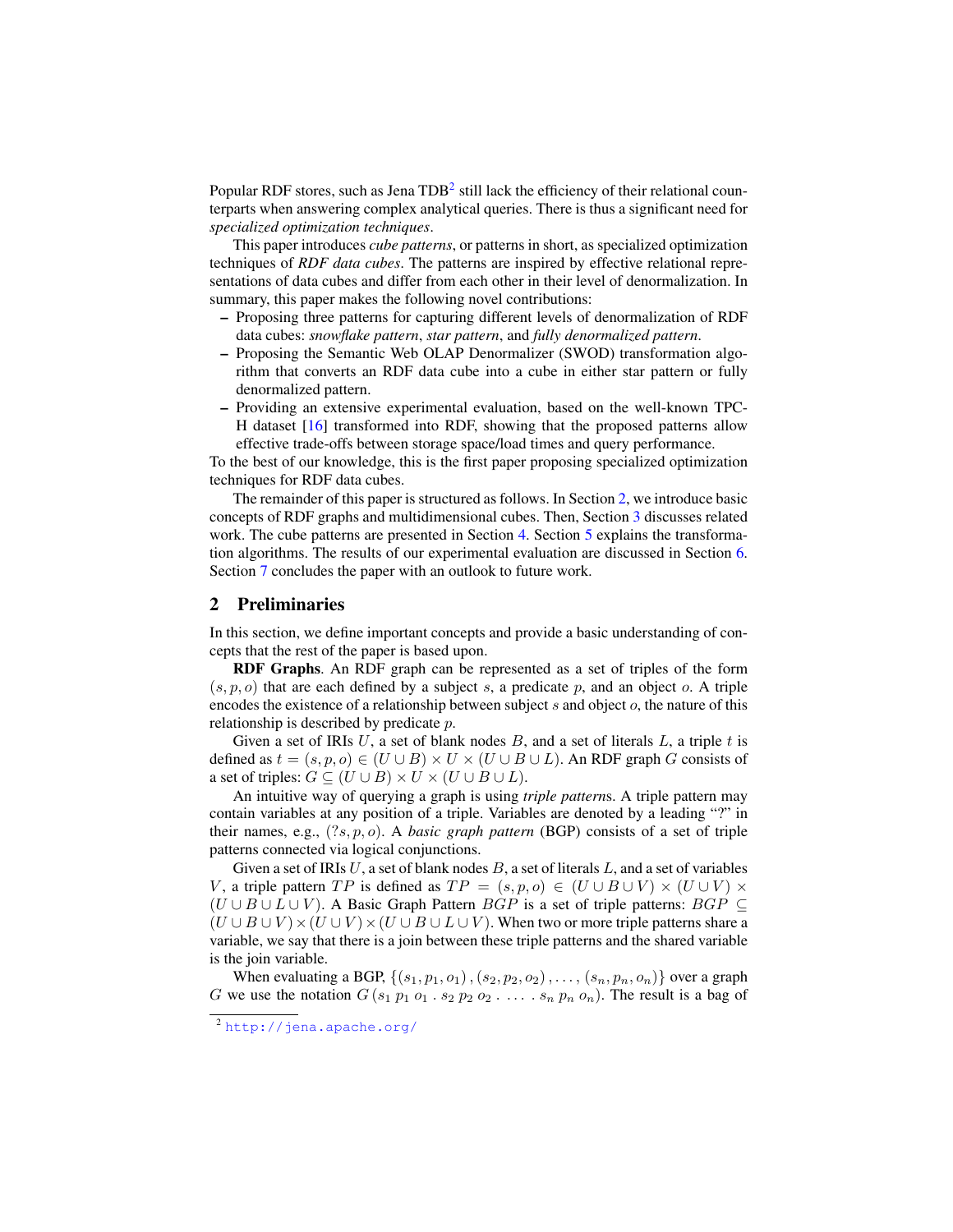Popular RDF stores, such as Jena TDB[2] still lack the efficiency of their relational counterparts when answering complex analytical queries. There is thus a significant need for *specialized optimization techniques*.

This paper introduces *cube patterns*, or patterns in short, as specialized optimization techniques of *RDF data cubes*. The patterns are inspired by effective relational representations of data cubes and differ from each other in their level of denormalization. In summary, this paper makes the following novel contributions:

- Proposing three patterns for capturing different levels of denormalization of RDF data cubes: *snowflake pattern*, *star pattern*, and *fully denormalized pattern*.
- Proposing the Semantic Web OLAP Denormalizer (SWOD) transformation algorithm that converts an RDF data cube into a cube in either star pattern or fully denormalized pattern.
- Providing an extensive experimental evaluation, based on the well-known TPC-H dataset [16] transformed into RDF, showing that the proposed patterns allow effective trade-offs between storage space/load times and query performance.

To the best of our knowledge, this is the first paper proposing specialized optimization techniques for RDF data cubes.

The remainder of this paper is structured as follows. In Section 2, we introduce basic concepts of RDF graphs and multidimensional cubes. Then, Section 3 discusses related work. The cube patterns are presented in Section 4. Section 5 explains the transformation algorithms. The results of our experimental evaluation are discussed in Section 6. Section 7 concludes the paper with an outlook to future work.

## 2 Preliminaries

In this section, we define important concepts and provide a basic understanding of concepts that the rest of the paper is based upon.

**RDF Graphs**. An RDF graph can be represented as a set of triples of the form $(s, p, o)$ that are each defined by a subject $s$, a predicate $p$, and an object $o$. A triple encodes the existence of a relationship between subject $s$ and object $o$, the nature of this relationship is described by predicate $p$.

Given a set of IRIs $U$, a set of blank nodes $B$, and a set of literals $L$, a triple $t$ is defined as $t = (s, p, o) \in (U \cup B) \times U \times (U \cup B \cup L)$. An RDF graph $G$ consists of a set of triples: $G \subseteq (U \cup B) \times U \times (U \cup B \cup L)$.

An intuitive way of querying a graph is using *triple pattern*s. A triple pattern may contain variables at any position of a triple. Variables are denoted by a leading "?" in their names, e.g., $(?s, p, o)$. A *basic graph pattern* (BGP) consists of a set of triple patterns connected via logical conjunctions.

Given a set of IRIs $U$, a set of blank nodes $B$, a set of literals $L$, and a set of variables $V$, a triple pattern $TP$ is defined as $TP = (s, p, o) \in (U \cup B \cup V) \times (U \cup V) \times (U \cup B \cup L \cup V)$. A Basic Graph Pattern $BGP$ is a set of triple patterns: $BGP \subseteq (U \cup B \cup V) \times (U \cup V) \times (U \cup B \cup L \cup V)$. When two or more triple patterns share a variable, we say that there is a join between these triple patterns and the shared variable is the join variable.

When evaluating a BGP, $\{(s_1, p_1, o_1), (s_2, p_2, o_2), \ldots, (s_n, p_n, o_n)\}$ over a graph $G$ we use the notation $G\,(s_1\ p_1\ o_1\ .\ s_2\ p_2\ o_2\ .\ \ldots\ .\ s_n\ p_n\ o_n)$. The result is a bag of

[2] http://jena.apache.org/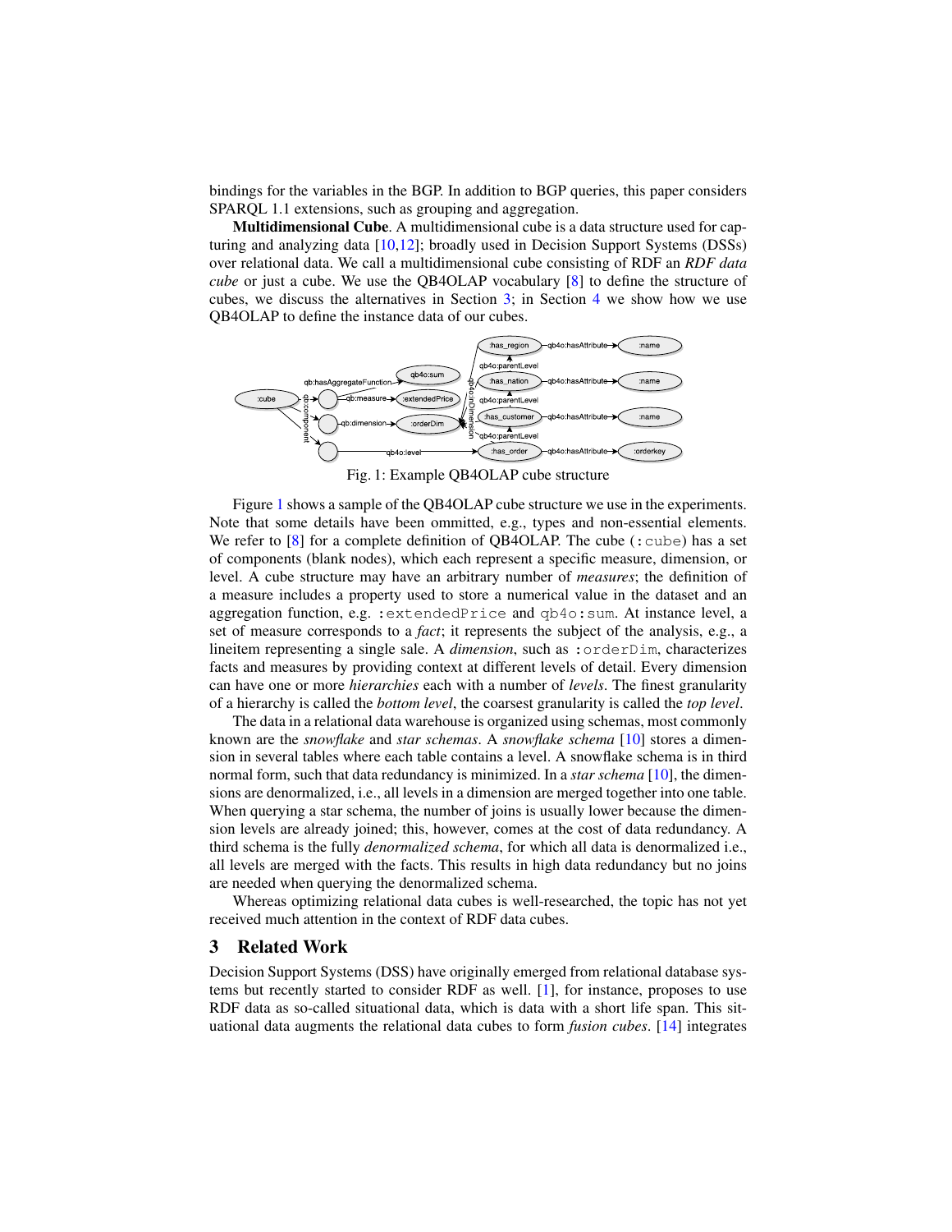bindings for the variables in the BGP. In addition to BGP queries, this paper considers SPARQL 1.1 extensions, such as grouping and aggregation.

**Multidimensional Cube**. A multidimensional cube is a data structure used for capturing and analyzing data [10,12]; broadly used in Decision Support Systems (DSSs) over relational data. We call a multidimensional cube consisting of RDF an *RDF data cube* or just a cube. We use the QB4OLAP vocabulary [8] to define the structure of cubes, we discuss the alternatives in Section 3; in Section 4 we show how we use QB4OLAP to define the instance data of our cubes.

Fig. 1: Example QB4OLAP cube structure

Figure 1 shows a sample of the QB4OLAP cube structure we use in the experiments. Note that some details have been ommitted, e.g., types and non-essential elements. We refer to [8] for a complete definition of QB4OLAP. The cube (`:cube`) has a set of components (blank nodes), which each represent a specific measure, dimension, or level. A cube structure may have an arbitrary number of *measures*; the definition of a measure includes a property used to store a numerical value in the dataset and an aggregation function, e.g. `:extendedPrice` and `qb4o:sum`. At instance level, a set of measure corresponds to a *fact*; it represents the subject of the analysis, e.g., a lineitem representing a single sale. A *dimension*, such as `:orderDim`, characterizes facts and measures by providing context at different levels of detail. Every dimension can have one or more *hierarchies* each with a number of *levels*. The finest granularity of a hierarchy is called the *bottom level*, the coarsest granularity is called the *top level*.

The data in a relational data warehouse is organized using schemas, most commonly known are the *snowflake* and *star schemas*. A *snowflake schema* [10] stores a dimension in several tables where each table contains a level. A snowflake schema is in third normal form, such that data redundancy is minimized. In a *star schema* [10], the dimensions are denormalized, i.e., all levels in a dimension are merged together into one table. When querying a star schema, the number of joins is usually lower because the dimension levels are already joined; this, however, comes at the cost of data redundancy. A third schema is the fully *denormalized schema*, for which all data is denormalized i.e., all levels are merged with the facts. This results in high data redundancy but no joins are needed when querying the denormalized schema.

Whereas optimizing relational data cubes is well-researched, the topic has not yet received much attention in the context of RDF data cubes.

## 3 Related Work

Decision Support Systems (DSS) have originally emerged from relational database systems but recently started to consider RDF as well. [1], for instance, proposes to use RDF data as so-called situational data, which is data with a short life span. This situational data augments the relational data cubes to form *fusion cubes*. [14] integrates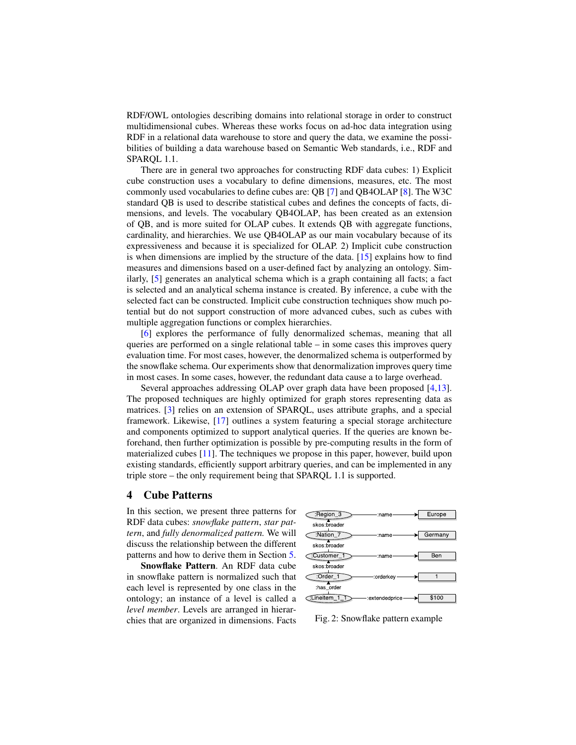RDF/OWL ontologies describing domains into relational storage in order to construct multidimensional cubes. Whereas these works focus on ad-hoc data integration using RDF in a relational data warehouse to store and query the data, we examine the possibilities of building a data warehouse based on Semantic Web standards, i.e., RDF and SPARQL 1.1.

There are in general two approaches for constructing RDF data cubes: 1) Explicit cube construction uses a vocabulary to define dimensions, measures, etc. The most commonly used vocabularies to define cubes are: QB [7] and QB4OLAP [8]. The W3C standard QB is used to describe statistical cubes and defines the concepts of facts, dimensions, and levels. The vocabulary QB4OLAP, has been created as an extension of QB, and is more suited for OLAP cubes. It extends QB with aggregate functions, cardinality, and hierarchies. We use QB4OLAP as our main vocabulary because of its expressiveness and because it is specialized for OLAP. 2) Implicit cube construction is when dimensions are implied by the structure of the data. [15] explains how to find measures and dimensions based on a user-defined fact by analyzing an ontology. Similarly, [5] generates an analytical schema which is a graph containing all facts; a fact is selected and an analytical schema instance is created. By inference, a cube with the selected fact can be constructed. Implicit cube construction techniques show much potential but do not support construction of more advanced cubes, such as cubes with multiple aggregation functions or complex hierarchies.

[6] explores the performance of fully denormalized schemas, meaning that all queries are performed on a single relational table – in some cases this improves query evaluation time. For most cases, however, the denormalized schema is outperformed by the snowflake schema. Our experiments show that denormalization improves query time in most cases. In some cases, however, the redundant data cause a to large overhead.

Several approaches addressing OLAP over graph data have been proposed [4,13]. The proposed techniques are highly optimized for graph stores representing data as matrices. [3] relies on an extension of SPARQL, uses attribute graphs, and a special framework. Likewise, [17] outlines a system featuring a special storage architecture and components optimized to support analytical queries. If the queries are known beforehand, then further optimization is possible by pre-computing results in the form of materialized cubes [11]. The techniques we propose in this paper, however, build upon existing standards, efficiently support arbitrary queries, and can be implemented in any triple store – the only requirement being that SPARQL 1.1 is supported.

## 4 Cube Patterns

In this section, we present three patterns for RDF data cubes: *snowflake pattern*, *star pattern*, and *fully denormalized pattern*. We will discuss the relationship between the different patterns and how to derive them in Section 5.

**Snowflake Pattern**. An RDF data cube in snowflake pattern is normalized such that each level is represented by one class in the ontology; an instance of a level is called a *level member*. Levels are arranged in hierarchies that are organized in dimensions. Facts

Fig. 2: Snowflake pattern example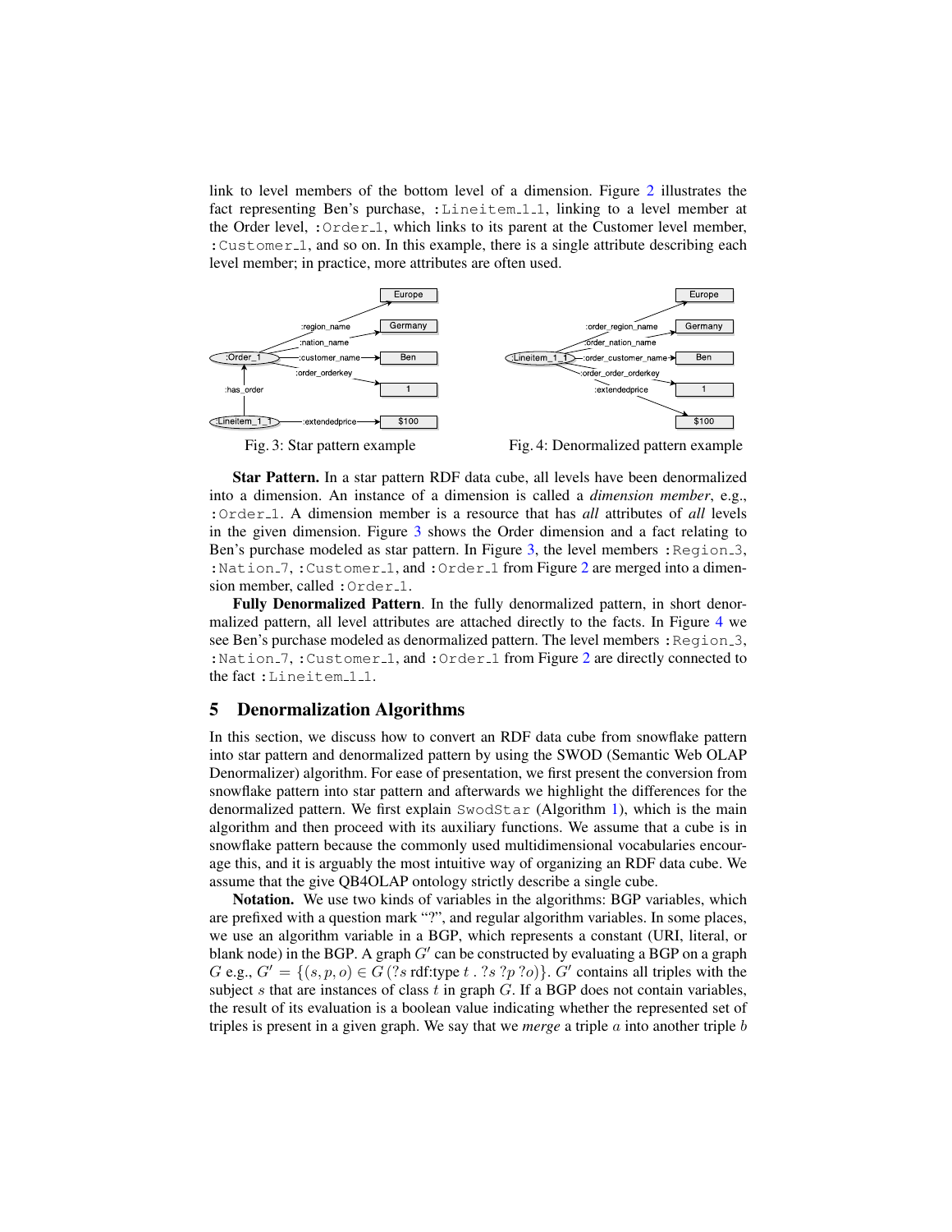link to level members of the bottom level of a dimension. Figure 2 illustrates the fact representing Ben's purchase, `:Lineitem_1_1`, linking to a level member at the Order level, `:Order_1`, which links to its parent at the Customer level member, `:Customer_1`, and so on. In this example, there is a single attribute describing each level member; in practice, more attributes are often used.

Fig. 3: Star pattern example

Fig. 4: Denormalized pattern example

**Star Pattern.** In a star pattern RDF data cube, all levels have been denormalized into a dimension. An instance of a dimension is called a *dimension member*, e.g., `:Order_1`. A dimension member is a resource that has *all* attributes of *all* levels in the given dimension. Figure 3 shows the Order dimension and a fact relating to Ben's purchase modeled as star pattern. In Figure 3, the level members `:Region_3`, `:Nation_7`, `:Customer_1`, and `:Order_1` from Figure 2 are merged into a dimension member, called `:Order_1`.

**Fully Denormalized Pattern**. In the fully denormalized pattern, in short denormalized pattern, all level attributes are attached directly to the facts. In Figure 4 we see Ben's purchase modeled as denormalized pattern. The level members `:Region_3`, `:Nation_7`, `:Customer_1`, and `:Order_1` from Figure 2 are directly connected to the fact `:Lineitem_1_1`.

## 5 Denormalization Algorithms

In this section, we discuss how to convert an RDF data cube from snowflake pattern into star pattern and denormalized pattern by using the SWOD (Semantic Web OLAP Denormalizer) algorithm. For ease of presentation, we first present the conversion from snowflake pattern into star pattern and afterwards we highlight the differences for the denormalized pattern. We first explain `SwodStar` (Algorithm 1), which is the main algorithm and then proceed with its auxiliary functions. We assume that a cube is in snowflake pattern because the commonly used multidimensional vocabularies encourage this, and it is arguably the most intuitive way of organizing an RDF data cube. We assume that the give QB4OLAP ontology strictly describe a single cube.

**Notation.** We use two kinds of variables in the algorithms: BGP variables, which are prefixed with a question mark "?", and regular algorithm variables. In some places, we use an algorithm variable in a BGP, which represents a constant (URI, literal, or blank node) in the BGP. A graph $G'$ can be constructed by evaluating a BGP on a graph $G$ e.g., $G' = \{(s, p, o) \in G \,(?s \text{ rdf:type } t\ .\ ?s\ ?p\ ?o)\}$. $G'$ contains all triples with the subject $s$ that are instances of class $t$ in graph $G$. If a BGP does not contain variables, the result of its evaluation is a boolean value indicating whether the represented set of triples is present in a given graph. We say that we *merge* a triple $a$ into another triple $b$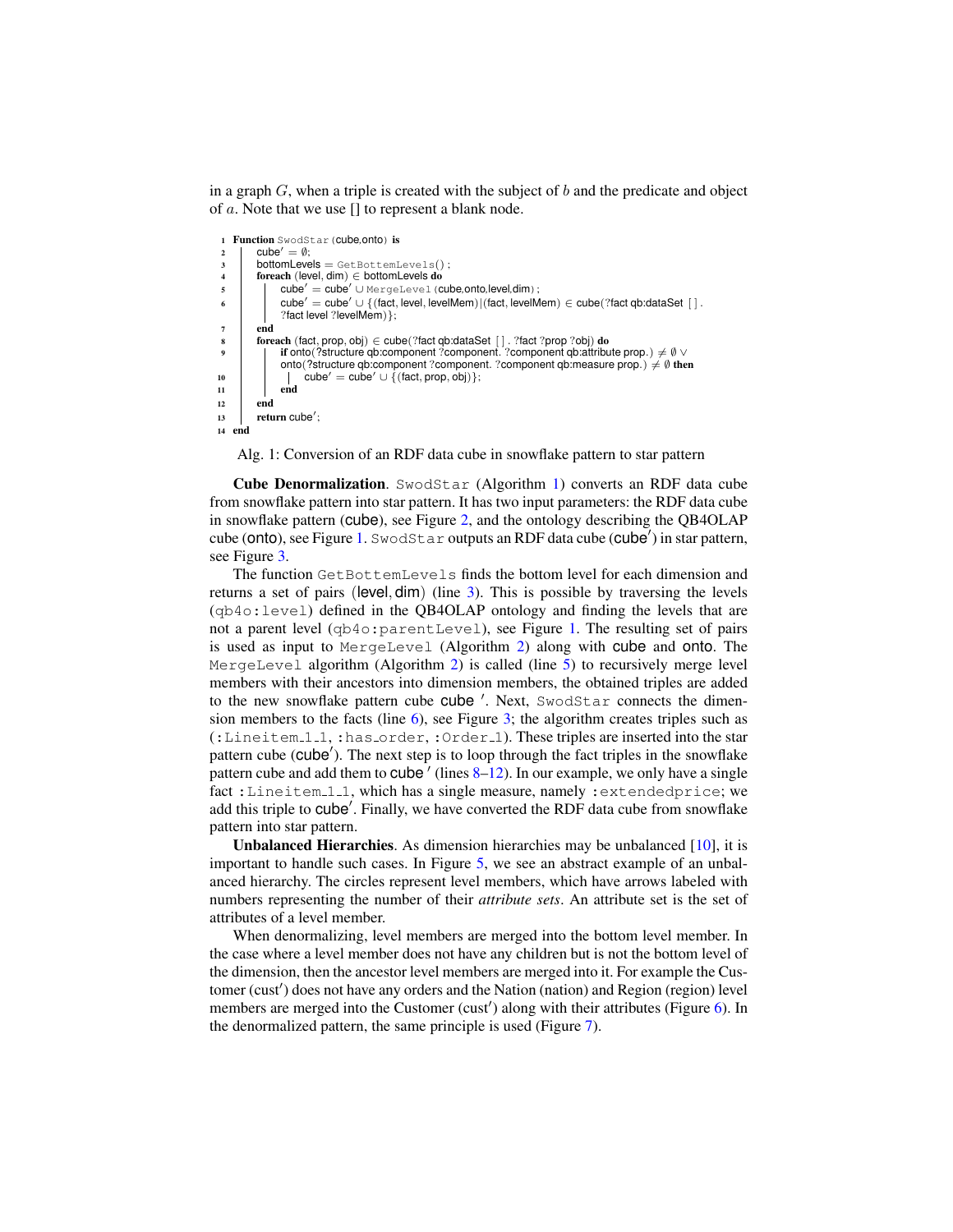in a graph $G$, when a triple is created with the subject of $b$ and the predicate and object of $a$. Note that we use [] to represent a blank node.

```
1  Function SwodStar(cube,onto) is
2      cube' = ∅;
3      bottomLevels = GetBottomLevels();
4      foreach (level, dim) ∈ bottomLevels do
5          cube' = cube' ∪ MergeLevel(cube,onto,level,dim);
6          cube' = cube' ∪ {(fact, level, levelMem)|(fact, levelMem) ∈ cube(?fact qb:dataSet [ ] .
           ?fact level ?levelMem)};
7      end
8      foreach (fact, prop, obj) ∈ cube(?fact qb:dataSet [ ] . ?fact ?prop ?obj) do
9          if onto(?structure qb:component ?component. ?component qb:attribute prop.) ≠ ∅ ∨
           onto(?structure qb:component ?component. ?component qb:measure prop.) ≠ ∅ then
10             cube' = cube' ∪ {(fact, prop, obj)};
11         end
12     end
13     return cube';
14 end
```

Alg. 1: Conversion of an RDF data cube in snowflake pattern to star pattern

**Cube Denormalization**. `SwodStar` (Algorithm 1) converts an RDF data cube from snowflake pattern into star pattern. It has two input parameters: the RDF data cube in snowflake pattern (cube), see Figure 2, and the ontology describing the QB4OLAP cube (onto), see Figure 1. `SwodStar` outputs an RDF data cube (cube′) in star pattern, see Figure 3.

The function `GetBottomLevels` finds the bottom level for each dimension and returns a set of pairs (level, dim) (line 3). This is possible by traversing the levels (`qb4o:level`) defined in the QB4OLAP ontology and finding the levels that are not a parent level (`qb4o:parentLevel`), see Figure 1. The resulting set of pairs is used as input to `MergeLevel` (Algorithm 2) along with cube and onto. The `MergeLevel` algorithm (Algorithm 2) is called (line 5) to recursively merge level members with their ancestors into dimension members, the obtained triples are added to the new snowflake pattern cube cube ′. Next, `SwodStar` connects the dimension members to the facts (line 6), see Figure 3; the algorithm creates triples such as (`:Lineitem_1_1`, `:has_order`, `:Order_1`). These triples are inserted into the star pattern cube (cube′). The next step is to loop through the fact triples in the snowflake pattern cube and add them to cube ′ (lines 8–12). In our example, we only have a single fact `:Lineitem_1_1`, which has a single measure, namely `:extendedprice`; we add this triple to cube′. Finally, we have converted the RDF data cube from snowflake pattern into star pattern.

**Unbalanced Hierarchies**. As dimension hierarchies may be unbalanced [10], it is important to handle such cases. In Figure 5, we see an abstract example of an unbalanced hierarchy. The circles represent level members, which have arrows labeled with numbers representing the number of their *attribute sets*. An attribute set is the set of attributes of a level member.

When denormalizing, level members are merged into the bottom level member. In the case where a level member does not have any children but is not the bottom level of the dimension, then the ancestor level members are merged into it. For example the Customer (cust′) does not have any orders and the Nation (nation) and Region (region) level members are merged into the Customer (cust′) along with their attributes (Figure 6). In the denormalized pattern, the same principle is used (Figure 7).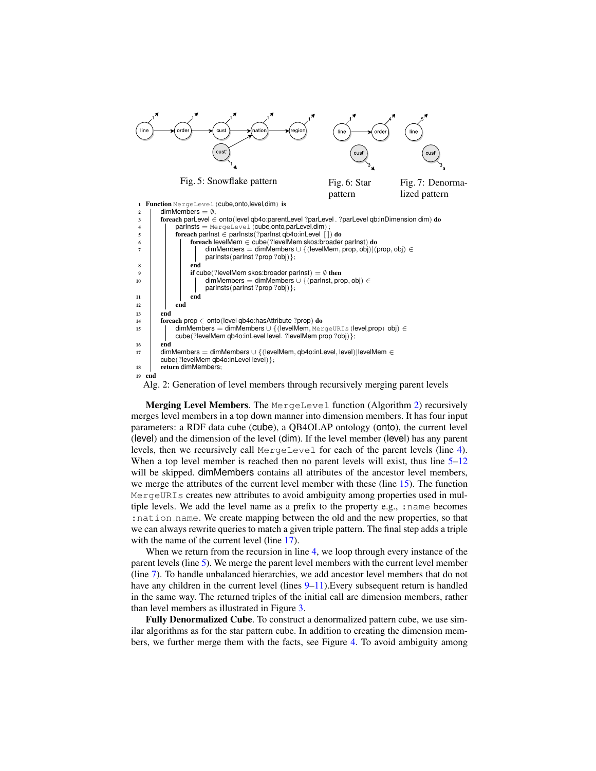Fig. 5: Snowflake pattern

Fig. 6: Star pattern

Fig. 7: Denormalized pattern

```
1  Function MergeLevel(cube,onto,level,dim) is
2      dimMembers = ∅;
3      foreach parLevel ∈ onto(level qb4o:parentLevel ?parLevel . ?parLevel qb:inDimension dim) do
4          parInsts = MergeLevel(cube,onto,parLevel,dim) ;
5          foreach parInst ∈ parInsts(?parInst qb4o:inLevel [ ]) do
6              foreach levelMem ∈ cube(?levelMem skos:broader parInst) do
7                  dimMembers = dimMembers ∪ {(levelMem, prop, obj)|(prop, obj) ∈
                   parInsts(parInst ?prop ?obj)};
8              end
9              if cube(?levelMem skos:broader parInst) = ∅ then
10                 dimMembers = dimMembers ∪ {(parInst, prop, obj) ∈
                   parInsts(parInst ?prop ?obj)};
11             end
12         end
13     end
14     foreach prop ∈ onto(level qb4o:hasAttribute ?prop) do
15         dimMembers = dimMembers ∪ {(levelMem, MergeURIs(level,prop) obj) ∈
           cube(?levelMem qb4o:inLevel level. ?levelMem prop ?obj)};
16     end
17     dimMembers = dimMembers ∪ {(levelMem, qb4o:inLevel, level)|levelMem ∈
       cube(?levelMem qb4o:inLevel level)};
18     return dimMembers;
19 end
```

Alg. 2: Generation of level members through recursively merging parent levels

**Merging Level Members**. The `MergeLevel` function (Algorithm 2) recursively merges level members in a top down manner into dimension members. It has four input parameters: a RDF data cube (cube), a QB4OLAP ontology (onto), the current level (level) and the dimension of the level (dim). If the level member (level) has any parent levels, then we recursively call `MergeLevel` for each of the parent levels (line 4). When a top level member is reached then no parent levels will exist, thus line 5–12 will be skipped. dimMembers contains all attributes of the ancestor level members, we merge the attributes of the current level member with these (line 15). The function `MergeURIs` creates new attributes to avoid ambiguity among properties used in multiple levels. We add the level name as a prefix to the property e.g., `:name` becomes `:nation_name`. We create mapping between the old and the new properties, so that we can always rewrite queries to match a given triple pattern. The final step adds a triple with the name of the current level (line 17).

When we return from the recursion in line 4, we loop through every instance of the parent levels (line 5). We merge the parent level members with the current level member (line 7). To handle unbalanced hierarchies, we add ancestor level members that do not have any children in the current level (lines 9–11).Every subsequent return is handled in the same way. The returned triples of the initial call are dimension members, rather than level members as illustrated in Figure 3.

**Fully Denormalized Cube**. To construct a denormalized pattern cube, we use similar algorithms as for the star pattern cube. In addition to creating the dimension members, we further merge them with the facts, see Figure 4. To avoid ambiguity among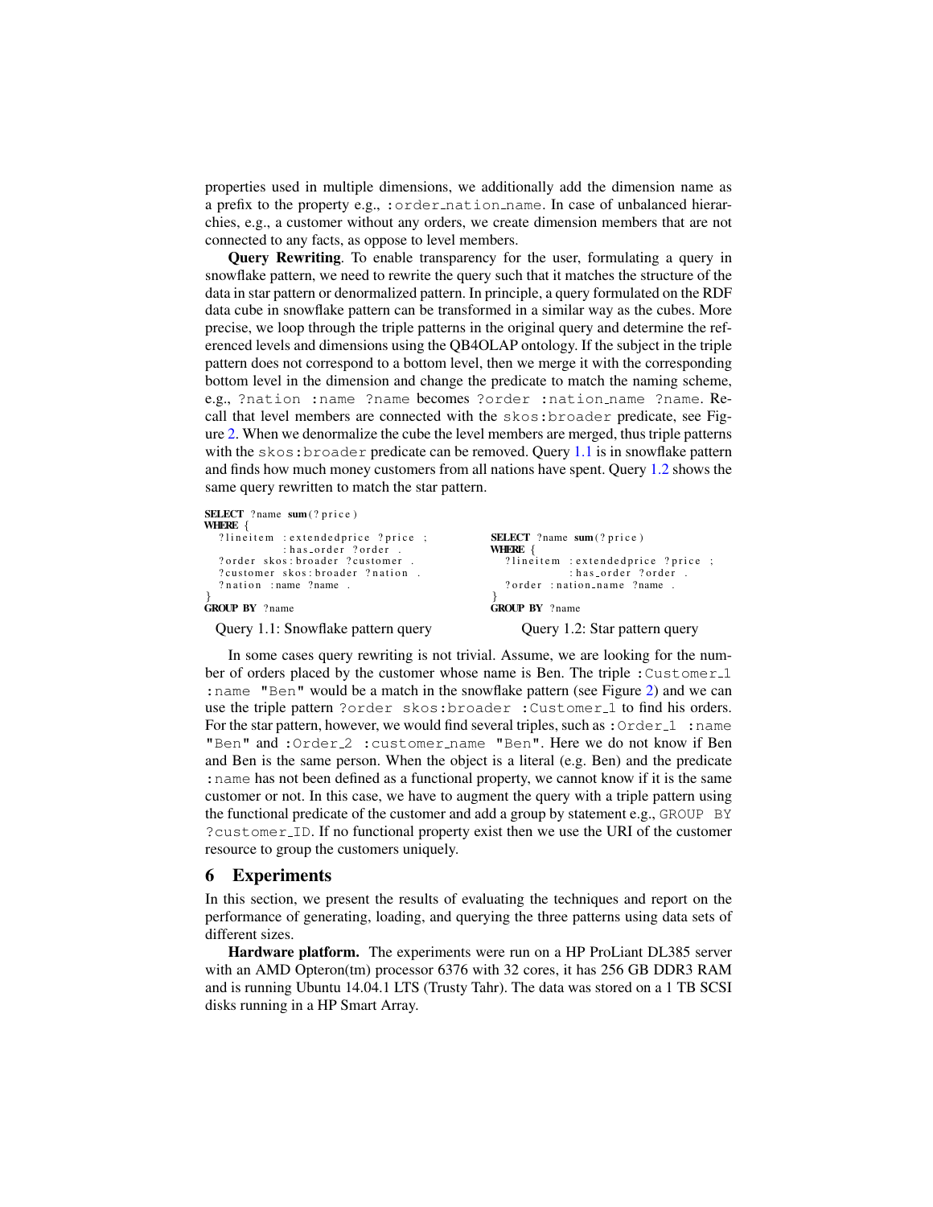properties used in multiple dimensions, we additionally add the dimension name as a prefix to the property e.g., `:order_nation_name`. In case of unbalanced hierarchies, e.g., a customer without any orders, we create dimension members that are not connected to any facts, as oppose to level members.

**Query Rewriting**. To enable transparency for the user, formulating a query in snowflake pattern, we need to rewrite the query such that it matches the structure of the data in star pattern or denormalized pattern. In principle, a query formulated on the RDF data cube in snowflake pattern can be transformed in a similar way as the cubes. More precise, we loop through the triple patterns in the original query and determine the referenced levels and dimensions using the QB4OLAP ontology. If the subject in the triple pattern does not correspond to a bottom level, then we merge it with the corresponding bottom level in the dimension and change the predicate to match the naming scheme, e.g., `?nation :name ?name` becomes `?order :nation_name ?name`. Recall that level members are connected with the `skos:broader` predicate, see Figure 2. When we denormalize the cube the level members are merged, thus triple patterns with the `skos:broader` predicate can be removed. Query 1.1 is in snowflake pattern and finds how much money customers from all nations have spent. Query 1.2 shows the same query rewritten to match the star pattern.

```
SELECT ?name sum(?price)
WHERE {
  ?lineitem :extendedprice ?price ;
            :has_order ?order .
  ?order skos:broader ?customer .
  ?customer skos:broader ?nation .
  ?nation :name ?name .
}
GROUP BY ?name
```

Query 1.1: Snowflake pattern query

```
SELECT ?name sum(?price)
WHERE {
  ?lineitem :extendedprice ?price ;
            :has_order ?order .
  ?order :nation_name ?name .
}
GROUP BY ?name
```

Query 1.2: Star pattern query

In some cases query rewriting is not trivial. Assume, we are looking for the number of orders placed by the customer whose name is Ben. The triple `:Customer_1 :name "Ben"` would be a match in the snowflake pattern (see Figure 2) and we can use the triple pattern `?order skos:broader :Customer_1` to find his orders. For the star pattern, however, we would find several triples, such as `:Order_1 :name "Ben"` and `:Order_2 :customer_name "Ben"`. Here we do not know if Ben and Ben is the same person. When the object is a literal (e.g. Ben) and the predicate `:name` has not been defined as a functional property, we cannot know if it is the same customer or not. In this case, we have to augment the query with a triple pattern using the functional predicate of the customer and add a group by statement e.g., `GROUP BY ?customer_ID`. If no functional property exist then we use the URI of the customer resource to group the customers uniquely.

## 6 Experiments

In this section, we present the results of evaluating the techniques and report on the performance of generating, loading, and querying the three patterns using data sets of different sizes.

**Hardware platform.** The experiments were run on a HP ProLiant DL385 server with an AMD Opteron(tm) processor 6376 with 32 cores, it has 256 GB DDR3 RAM and is running Ubuntu 14.04.1 LTS (Trusty Tahr). The data was stored on a 1 TB SCSI disks running in a HP Smart Array.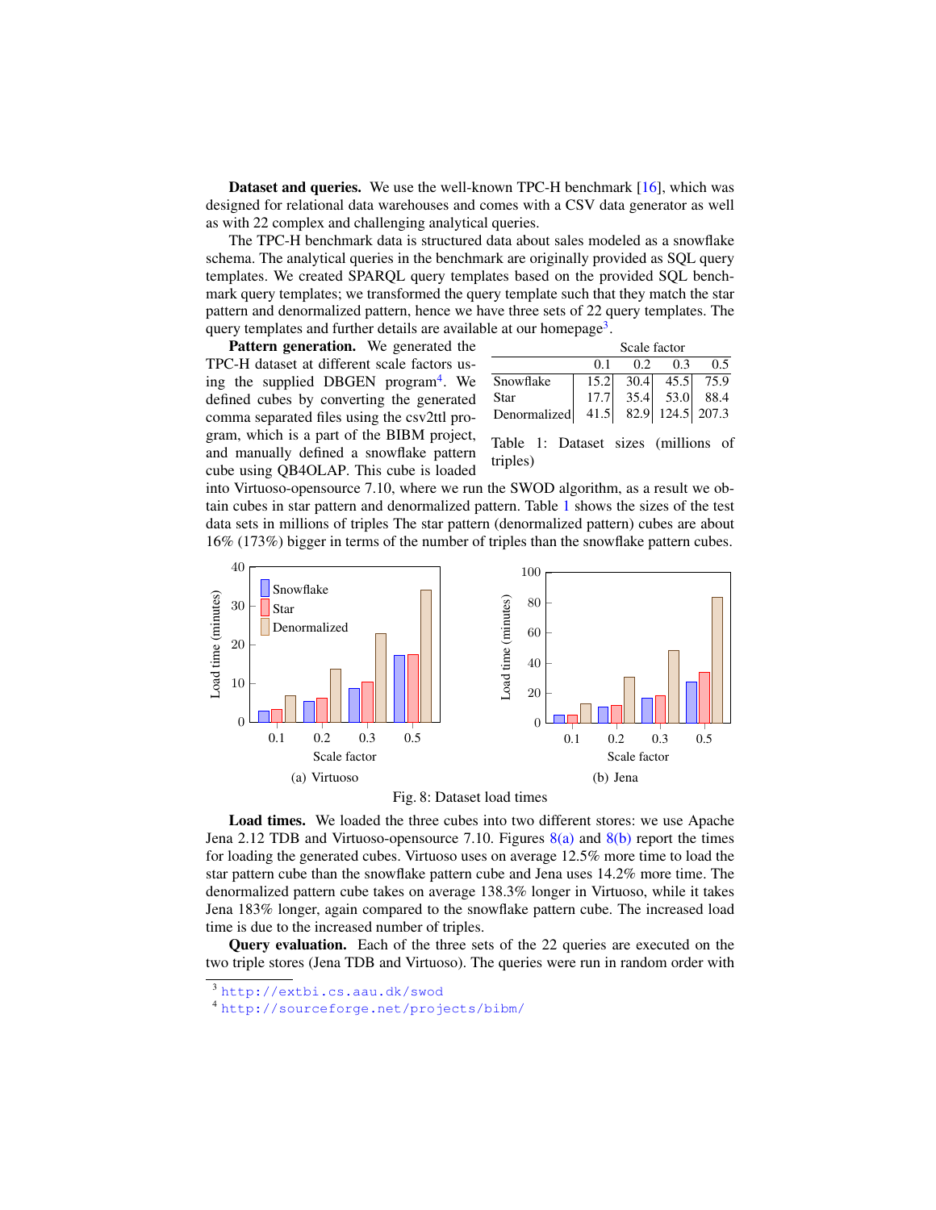**Dataset and queries.** We use the well-known TPC-H benchmark [16], which was designed for relational data warehouses and comes with a CSV data generator as well as with 22 complex and challenging analytical queries.

The TPC-H benchmark data is structured data about sales modeled as a snowflake schema. The analytical queries in the benchmark are originally provided as SQL query templates. We created SPARQL query templates based on the provided SQL benchmark query templates; we transformed the query template such that they match the star pattern and denormalized pattern, hence we have three sets of 22 query templates. The query templates and further details are available at our homepage[3].

**Pattern generation.** We generated the TPC-H dataset at different scale factors using the supplied DBGEN program[4]. We defined cubes by converting the generated comma separated files using the csv2ttl program, which is a part of the BIBM project, and manually defined a snowflake pattern cube using QB4OLAP. This cube is loaded into Virtuoso-opensource 7.10, where we run the SWOD algorithm, as a result we obtain cubes in star pattern and denormalized pattern. Table 1 shows the sizes of the test data sets in millions of triples The star pattern (denormalized pattern) cubes are about 16% (173%) bigger in terms of the number of triples than the snowflake pattern cubes.

| | Scale factor | | | |
|---|---|---|---|---|
| | 0.1 | 0.2 | 0.3 | 0.5 |
| Snowflake | 15.2 | 30.4 | 45.5 | 75.9 |
| Star | 17.7 | 35.4 | 53.0 | 88.4 |
| Denormalized | 41.5 | 82.9 | 124.5 | 207.3 |

Table 1: Dataset sizes (millions of triples)

(a) Virtuoso

(b) Jena

Fig. 8: Dataset load times

**Load times.** We loaded the three cubes into two different stores: we use Apache Jena 2.12 TDB and Virtuoso-opensource 7.10. Figures 8(a) and 8(b) report the times for loading the generated cubes. Virtuoso uses on average 12.5% more time to load the star pattern cube than the snowflake pattern cube and Jena uses 14.2% more time. The denormalized pattern cube takes on average 138.3% longer in Virtuoso, while it takes Jena 183% longer, again compared to the snowflake pattern cube. The increased load time is due to the increased number of triples.

**Query evaluation.** Each of the three sets of the 22 queries are executed on the two triple stores (Jena TDB and Virtuoso). The queries were run in random order with

[3] http://extbi.cs.aau.dk/swod

[4] http://sourceforge.net/projects/bibm/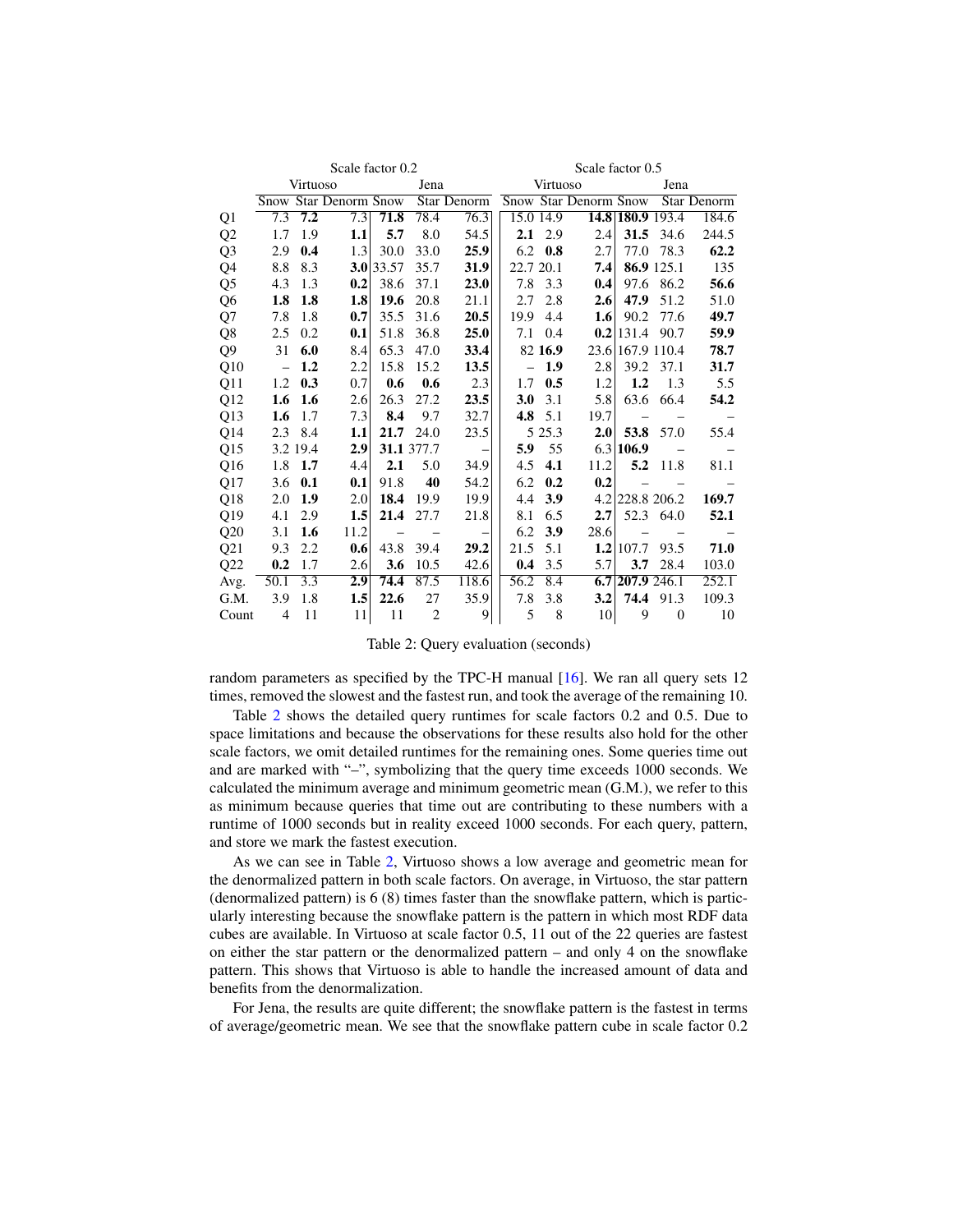| | Scale factor 0.2 | | | | | | Scale factor 0.5 | | | | | |
|---|---|---|---|---|---|---|---|---|---|---|---|---|
| | Virtuoso | | | Jena | | | Virtuoso | | | Jena | | |
| | Snow | Star | Denorm | Snow | Star | Denorm | Snow | Star | Denorm | Snow | Star | Denorm |
| Q1 | 7.3 | **7.2** | 7.3 | **71.8** | 78.4 | 76.3 | 15.0 | 14.9 | **14.8** | **180.9** | 193.4 | 184.6 |
| Q2 | 1.7 | 1.9 | **1.1** | **5.7** | 8.0 | 54.5 | **2.1** | 2.9 | 2.4 | **31.5** | 34.6 | 244.5 |
| Q3 | 2.9 | **0.4** | 1.3 | 30.0 | 33.0 | **25.9** | 6.2 | **0.8** | 2.7 | 77.0 | 78.3 | **62.2** |
| Q4 | 8.8 | 8.3 | **3.0** | 33.57 | 35.7 | **31.9** | 22.7 | 20.1 | **7.4** | **86.9** | 125.1 | 135 |
| Q5 | 4.3 | 1.3 | **0.2** | 38.6 | 37.1 | **23.0** | 7.8 | 3.3 | **0.4** | 97.6 | 86.2 | **56.6** |
| Q6 | **1.8** | **1.8** | **1.8** | **19.6** | 20.8 | 21.1 | 2.7 | 2.8 | **2.6** | **47.9** | 51.2 | 51.0 |
| Q7 | 7.8 | 1.8 | **0.7** | 35.5 | 31.6 | **20.5** | 19.9 | 4.4 | **1.6** | 90.2 | 77.6 | **49.7** |
| Q8 | 2.5 | 0.2 | **0.1** | 51.8 | 36.8 | **25.0** | 7.1 | 0.4 | **0.2** | 131.4 | 90.7 | **59.9** |
| Q9 | 31 | **6.0** | 8.4 | 65.3 | 47.0 | **33.4** | 82 | **16.9** | 23.6 | 167.9 | 110.4 | **78.7** |
| Q10 | – | **1.2** | 2.2 | 15.8 | 15.2 | **13.5** | – | **1.9** | 2.8 | 39.2 | 37.1 | **31.7** |
| Q11 | 1.2 | **0.3** | 0.7 | **0.6** | **0.6** | 2.3 | 1.7 | **0.5** | 1.2 | **1.2** | 1.3 | 5.5 |
| Q12 | **1.6** | **1.6** | 2.6 | 26.3 | 27.2 | **23.5** | **3.0** | 3.1 | 5.8 | 63.6 | 66.4 | **54.2** |
| Q13 | **1.6** | 1.7 | 7.3 | **8.4** | 9.7 | 32.7 | **4.8** | 5.1 | 19.7 | – | – | – |
| Q14 | 2.3 | 8.4 | **1.1** | **21.7** | 24.0 | 23.5 | 5 | 25.3 | **2.0** | **53.8** | 57.0 | 55.4 |
| Q15 | 3.2 | 19.4 | **2.9** | **31.1** | 377.7 | – | **5.9** | 55 | 6.3 | **106.9** | – | – |
| Q16 | 1.8 | **1.7** | 4.4 | **2.1** | 5.0 | 34.9 | 4.5 | **4.1** | 11.2 | **5.2** | 11.8 | 81.1 |
| Q17 | 3.6 | **0.1** | **0.1** | 91.8 | **40** | 54.2 | 6.2 | **0.2** | **0.2** | – | – | – |
| Q18 | 2.0 | **1.9** | 2.0 | **18.4** | 19.9 | 19.9 | 4.4 | **3.9** | 4.2 | 228.8 | 206.2 | **169.7** |
| Q19 | 4.1 | 2.9 | **1.5** | **21.4** | 27.7 | 21.8 | 8.1 | 6.5 | **2.7** | 52.3 | 64.0 | **52.1** |
| Q20 | 3.1 | **1.6** | 11.2 | – | – | – | 6.2 | **3.9** | 28.6 | – | – | – |
| Q21 | 9.3 | 2.2 | **0.6** | 43.8 | 39.4 | **29.2** | 21.5 | 5.1 | **1.2** | 107.7 | 93.5 | **71.0** |
| Q22 | **0.2** | 1.7 | 2.6 | **3.6** | 10.5 | 42.6 | **0.4** | 3.5 | 5.7 | **3.7** | 28.4 | 103.0 |
| Avg. | 50.1 | 3.3 | **2.9** | **74.4** | 87.5 | 118.6 | 56.2 | 8.4 | **6.7** | **207.9** | 246.1 | 252.1 |
| G.M. | 3.9 | 1.8 | **1.5** | **22.6** | 27 | 35.9 | 7.8 | 3.8 | **3.2** | **74.4** | 91.3 | 109.3 |
| Count | 4 | 11 | 11 | 11 | 2 | 9 | 5 | 8 | 10 | 9 | 0 | 10 |

Table 2: Query evaluation (seconds)

random parameters as specified by the TPC-H manual [16]. We ran all query sets 12 times, removed the slowest and the fastest run, and took the average of the remaining 10.

Table 2 shows the detailed query runtimes for scale factors 0.2 and 0.5. Due to space limitations and because the observations for these results also hold for the other scale factors, we omit detailed runtimes for the remaining ones. Some queries time out and are marked with "–", symbolizing that the query time exceeds 1000 seconds. We calculated the minimum average and minimum geometric mean (G.M.), we refer to this as minimum because queries that time out are contributing to these numbers with a runtime of 1000 seconds but in reality exceed 1000 seconds. For each query, pattern, and store we mark the fastest execution.

As we can see in Table 2, Virtuoso shows a low average and geometric mean for the denormalized pattern in both scale factors. On average, in Virtuoso, the star pattern (denormalized pattern) is 6 (8) times faster than the snowflake pattern, which is particularly interesting because the snowflake pattern is the pattern in which most RDF data cubes are available. In Virtuoso at scale factor 0.5, 11 out of the 22 queries are fastest on either the star pattern or the denormalized pattern – and only 4 on the snowflake pattern. This shows that Virtuoso is able to handle the increased amount of data and benefits from the denormalization.

For Jena, the results are quite different; the snowflake pattern is the fastest in terms of average/geometric mean. We see that the snowflake pattern cube in scale factor 0.2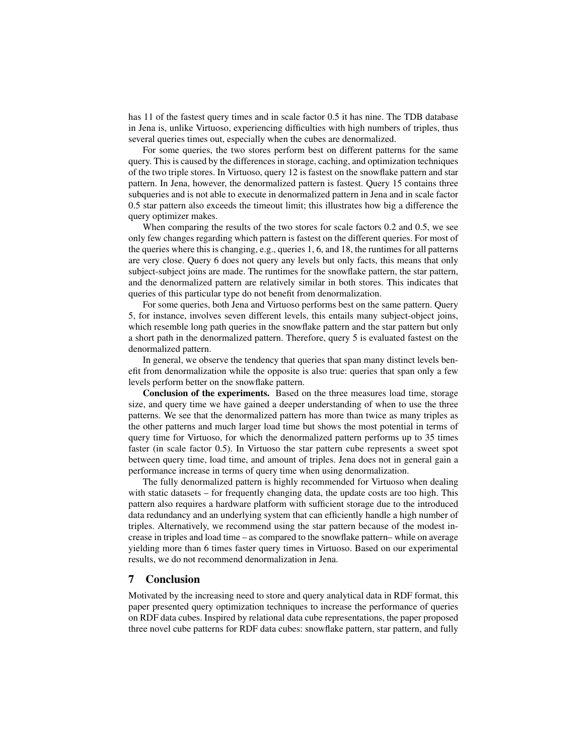has 11 of the fastest query times and in scale factor 0.5 it has nine. The TDB database in Jena is, unlike Virtuoso, experiencing difficulties with high numbers of triples, thus several queries times out, especially when the cubes are denormalized.

For some queries, the two stores perform best on different patterns for the same query. This is caused by the differences in storage, caching, and optimization techniques of the two triple stores. In Virtuoso, query 12 is fastest on the snowflake pattern and star pattern. In Jena, however, the denormalized pattern is fastest. Query 15 contains three subqueries and is not able to execute in denormalized pattern in Jena and in scale factor 0.5 star pattern also exceeds the timeout limit; this illustrates how big a difference the query optimizer makes.

When comparing the results of the two stores for scale factors 0.2 and 0.5, we see only few changes regarding which pattern is fastest on the different queries. For most of the queries where this is changing, e.g., queries 1, 6, and 18, the runtimes for all patterns are very close. Query 6 does not query any levels but only facts, this means that only subject-subject joins are made. The runtimes for the snowflake pattern, the star pattern, and the denormalized pattern are relatively similar in both stores. This indicates that queries of this particular type do not benefit from denormalization.

For some queries, both Jena and Virtuoso performs best on the same pattern. Query 5, for instance, involves seven different levels, this entails many subject-object joins, which resemble long path queries in the snowflake pattern and the star pattern but only a short path in the denormalized pattern. Therefore, query 5 is evaluated fastest on the denormalized pattern.

In general, we observe the tendency that queries that span many distinct levels benefit from denormalization while the opposite is also true: queries that span only a few levels perform better on the snowflake pattern.

**Conclusion of the experiments.** Based on the three measures load time, storage size, and query time we have gained a deeper understanding of when to use the three patterns. We see that the denormalized pattern has more than twice as many triples as the other patterns and much larger load time but shows the most potential in terms of query time for Virtuoso, for which the denormalized pattern performs up to 35 times faster (in scale factor 0.5). In Virtuoso the star pattern cube represents a sweet spot between query time, load time, and amount of triples. Jena does not in general gain a performance increase in terms of query time when using denormalization.

The fully denormalized pattern is highly recommended for Virtuoso when dealing with static datasets – for frequently changing data, the update costs are too high. This pattern also requires a hardware platform with sufficient storage due to the introduced data redundancy and an underlying system that can efficiently handle a high number of triples. Alternatively, we recommend using the star pattern because of the modest increase in triples and load time – as compared to the snowflake pattern– while on average yielding more than 6 times faster query times in Virtuoso. Based on our experimental results, we do not recommend denormalization in Jena.

## 7 Conclusion

Motivated by the increasing need to store and query analytical data in RDF format, this paper presented query optimization techniques to increase the performance of queries on RDF data cubes. Inspired by relational data cube representations, the paper proposed three novel cube patterns for RDF data cubes: snowflake pattern, star pattern, and fully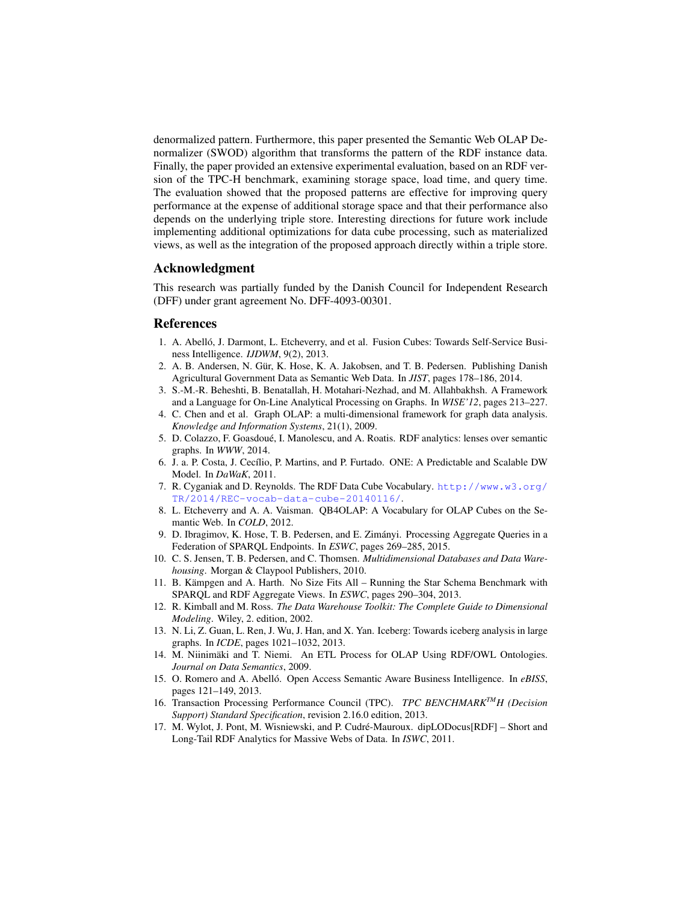denormalized pattern. Furthermore, this paper presented the Semantic Web OLAP Denormalizer (SWOD) algorithm that transforms the pattern of the RDF instance data. Finally, the paper provided an extensive experimental evaluation, based on an RDF version of the TPC-H benchmark, examining storage space, load time, and query time. The evaluation showed that the proposed patterns are effective for improving query performance at the expense of additional storage space and that their performance also depends on the underlying triple store. Interesting directions for future work include implementing additional optimizations for data cube processing, such as materialized views, as well as the integration of the proposed approach directly within a triple store.

## Acknowledgment

This research was partially funded by the Danish Council for Independent Research (DFF) under grant agreement No. DFF-4093-00301.

## References

1. A. Abelló, J. Darmont, L. Etcheverry, and et al. Fusion Cubes: Towards Self-Service Business Intelligence. *IJDWM*, 9(2), 2013.
2. A. B. Andersen, N. Gür, K. Hose, K. A. Jakobsen, and T. B. Pedersen. Publishing Danish Agricultural Government Data as Semantic Web Data. In *JIST*, pages 178–186, 2014.
3. S.-M.-R. Beheshti, B. Benatallah, H. Motahari-Nezhad, and M. Allahbakhsh. A Framework and a Language for On-Line Analytical Processing on Graphs. In *WISE'12*, pages 213–227.
4. C. Chen and et al. Graph OLAP: a multi-dimensional framework for graph data analysis. *Knowledge and Information Systems*, 21(1), 2009.
5. D. Colazzo, F. Goasdoué, I. Manolescu, and A. Roatis. RDF analytics: lenses over semantic graphs. In *WWW*, 2014.
6. J. a. P. Costa, J. Cecílio, P. Martins, and P. Furtado. ONE: A Predictable and Scalable DW Model. In *DaWaK*, 2011.
7. R. Cyganiak and D. Reynolds. The RDF Data Cube Vocabulary. http://www.w3.org/TR/2014/REC-vocab-data-cube-20140116/.
8. L. Etcheverry and A. A. Vaisman. QB4OLAP: A Vocabulary for OLAP Cubes on the Semantic Web. In *COLD*, 2012.
9. D. Ibragimov, K. Hose, T. B. Pedersen, and E. Zimányi. Processing Aggregate Queries in a Federation of SPARQL Endpoints. In *ESWC*, pages 269–285, 2015.
10. C. S. Jensen, T. B. Pedersen, and C. Thomsen. *Multidimensional Databases and Data Warehousing*. Morgan & Claypool Publishers, 2010.
11. B. Kämpgen and A. Harth. No Size Fits All – Running the Star Schema Benchmark with SPARQL and RDF Aggregate Views. In *ESWC*, pages 290–304, 2013.
12. R. Kimball and M. Ross. *The Data Warehouse Toolkit: The Complete Guide to Dimensional Modeling*. Wiley, 2. edition, 2002.
13. N. Li, Z. Guan, L. Ren, J. Wu, J. Han, and X. Yan. Iceberg: Towards iceberg analysis in large graphs. In *ICDE*, pages 1021–1032, 2013.
14. M. Niinimäki and T. Niemi. An ETL Process for OLAP Using RDF/OWL Ontologies. *Journal on Data Semantics*, 2009.
15. O. Romero and A. Abelló. Open Access Semantic Aware Business Intelligence. In *eBISS*, pages 121–149, 2013.
16. Transaction Processing Performance Council (TPC). *TPC BENCHMARK™H (Decision Support) Standard Specification*, revision 2.16.0 edition, 2013.
17. M. Wylot, J. Pont, M. Wisniewski, and P. Cudré-Mauroux. dipLODocus[RDF] – Short and Long-Tail RDF Analytics for Massive Webs of Data. In *ISWC*, 2011.